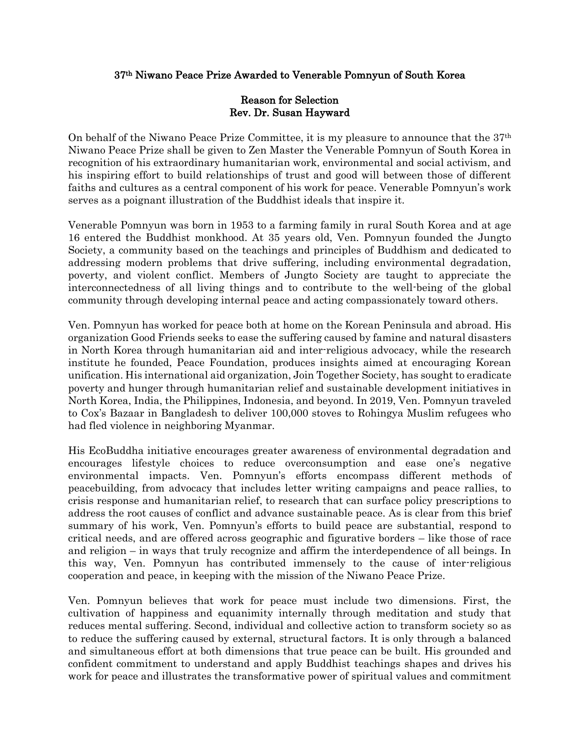# 37th Niwano Peace Prize Awarded to Venerable Pomnyun of South Korea

## Reason for Selection
## Rev. Dr. Susan Hayward

On behalf of the Niwano Peace Prize Committee, it is my pleasure to announce that the 37th Niwano Peace Prize shall be given to Zen Master the Venerable Pomnyun of South Korea in recognition of his extraordinary humanitarian work, environmental and social activism, and his inspiring effort to build relationships of trust and good will between those of different faiths and cultures as a central component of his work for peace. Venerable Pomnyun's work serves as a poignant illustration of the Buddhist ideals that inspire it.

Venerable Pomnyun was born in 1953 to a farming family in rural South Korea and at age 16 entered the Buddhist monkhood. At 35 years old, Ven. Pomnyun founded the Jungto Society, a community based on the teachings and principles of Buddhism and dedicated to addressing modern problems that drive suffering, including environmental degradation, poverty, and violent conflict. Members of Jungto Society are taught to appreciate the interconnectedness of all living things and to contribute to the well-being of the global community through developing internal peace and acting compassionately toward others.

Ven. Pomnyun has worked for peace both at home on the Korean Peninsula and abroad. His organization Good Friends seeks to ease the suffering caused by famine and natural disasters in North Korea through humanitarian aid and inter-religious advocacy, while the research institute he founded, Peace Foundation, produces insights aimed at encouraging Korean unification. His international aid organization, Join Together Society, has sought to eradicate poverty and hunger through humanitarian relief and sustainable development initiatives in North Korea, India, the Philippines, Indonesia, and beyond. In 2019, Ven. Pomnyun traveled to Cox's Bazaar in Bangladesh to deliver 100,000 stoves to Rohingya Muslim refugees who had fled violence in neighboring Myanmar.

His EcoBuddha initiative encourages greater awareness of environmental degradation and encourages lifestyle choices to reduce overconsumption and ease one's negative environmental impacts. Ven. Pomnyun's efforts encompass different methods of peacebuilding, from advocacy that includes letter writing campaigns and peace rallies, to crisis response and humanitarian relief, to research that can surface policy prescriptions to address the root causes of conflict and advance sustainable peace. As is clear from this brief summary of his work, Ven. Pomnyun's efforts to build peace are substantial, respond to critical needs, and are offered across geographic and figurative borders – like those of race and religion – in ways that truly recognize and affirm the interdependence of all beings. In this way, Ven. Pomnyun has contributed immensely to the cause of inter-religious cooperation and peace, in keeping with the mission of the Niwano Peace Prize.

Ven. Pomnyun believes that work for peace must include two dimensions. First, the cultivation of happiness and equanimity internally through meditation and study that reduces mental suffering. Second, individual and collective action to transform society so as to reduce the suffering caused by external, structural factors. It is only through a balanced and simultaneous effort at both dimensions that true peace can be built. His grounded and confident commitment to understand and apply Buddhist teachings shapes and drives his work for peace and illustrates the transformative power of spiritual values and commitment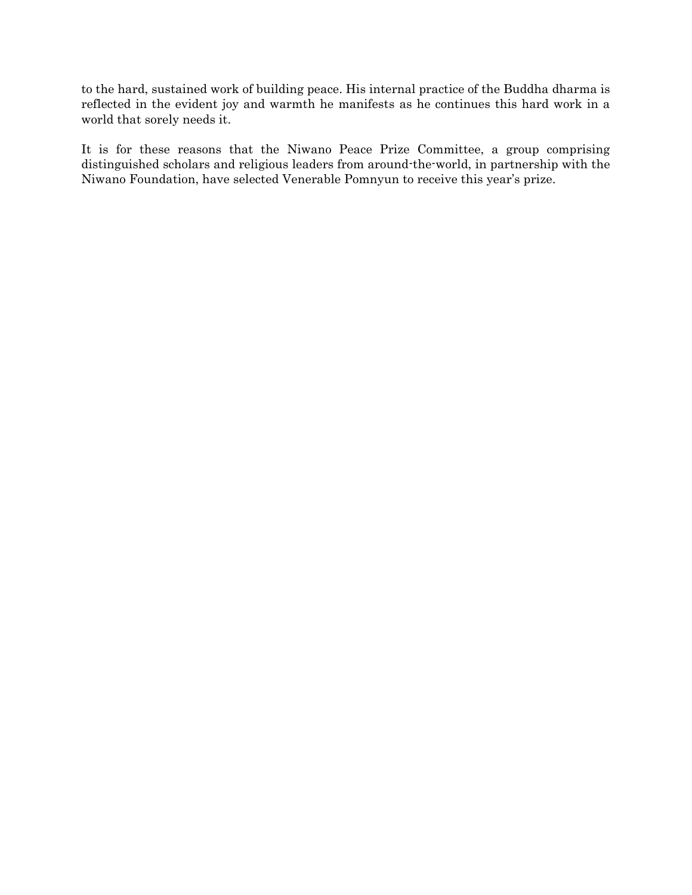to the hard, sustained work of building peace. His internal practice of the Buddha dharma is reflected in the evident joy and warmth he manifests as he continues this hard work in a world that sorely needs it.

It is for these reasons that the Niwano Peace Prize Committee, a group comprising distinguished scholars and religious leaders from around-the-world, in partnership with the Niwano Foundation, have selected Venerable Pomnyun to receive this year's prize.